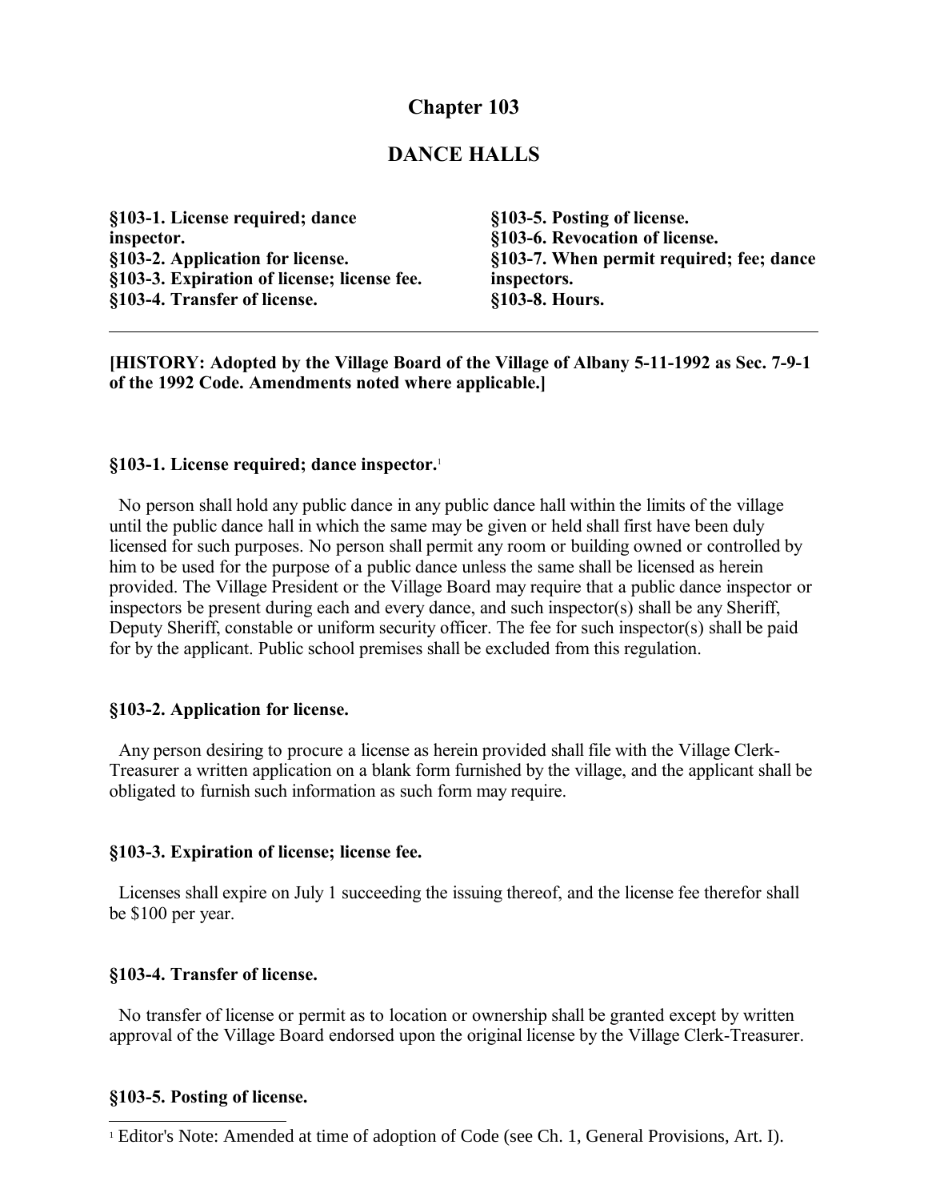# Chapter 103

## DANCE HALLS

**§103-1. License required; dance inspector.**
**§103-2. Application for license.**
**§103-3. Expiration of license; license fee.**
**§103-4. Transfer of license.**
**§103-5. Posting of license.**
**§103-6. Revocation of license.**
**§103-7. When permit required; fee; dance inspectors.**
**§103-8. Hours.**

---

**[HISTORY: Adopted by the Village Board of the Village of Albany 5-11-1992 as Sec. 7-9-1 of the 1992 Code. Amendments noted where applicable.]**

### §103-1. License required; dance inspector.[1]

No person shall hold any public dance in any public dance hall within the limits of the village until the public dance hall in which the same may be given or held shall first have been duly licensed for such purposes. No person shall permit any room or building owned or controlled by him to be used for the purpose of a public dance unless the same shall be licensed as herein provided. The Village President or the Village Board may require that a public dance inspector or inspectors be present during each and every dance, and such inspector(s) shall be any Sheriff, Deputy Sheriff, constable or uniform security officer. The fee for such inspector(s) shall be paid for by the applicant. Public school premises shall be excluded from this regulation.

### §103-2. Application for license.

Any person desiring to procure a license as herein provided shall file with the Village Clerk-Treasurer a written application on a blank form furnished by the village, and the applicant shall be obligated to furnish such information as such form may require.

### §103-3. Expiration of license; license fee.

Licenses shall expire on July 1 succeeding the issuing thereof, and the license fee therefor shall be $100 per year.

### §103-4. Transfer of license.

No transfer of license or permit as to location or ownership shall be granted except by written approval of the Village Board endorsed upon the original license by the Village Clerk-Treasurer.

### §103-5. Posting of license.

---

[1] Editor's Note: Amended at time of adoption of Code (see Ch. 1, General Provisions, Art. I).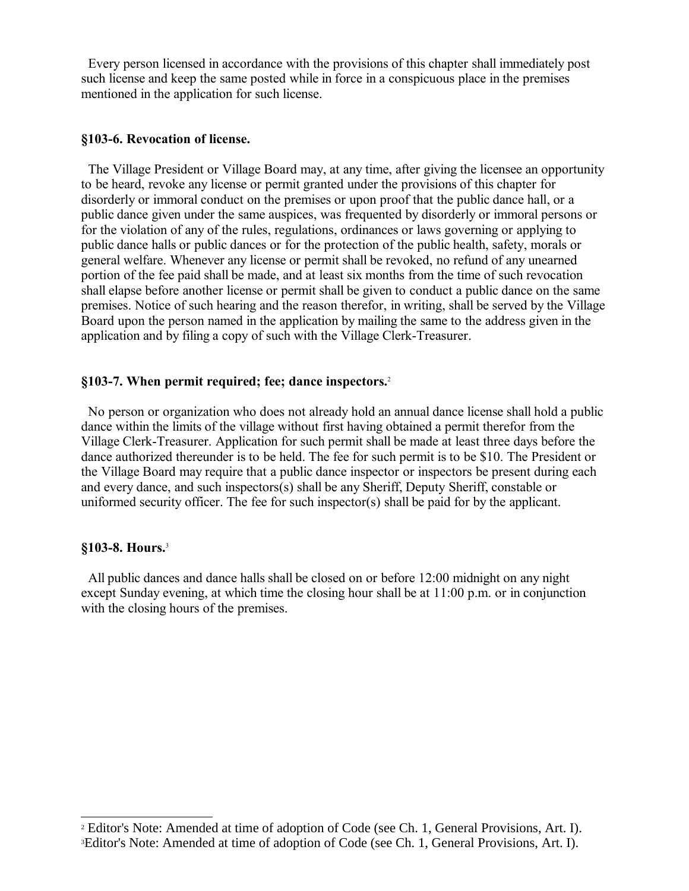Every person licensed in accordance with the provisions of this chapter shall immediately post such license and keep the same posted while in force in a conspicuous place in the premises mentioned in the application for such license.

### §103-6. Revocation of license.

The Village President or Village Board may, at any time, after giving the licensee an opportunity to be heard, revoke any license or permit granted under the provisions of this chapter for disorderly or immoral conduct on the premises or upon proof that the public dance hall, or a public dance given under the same auspices, was frequented by disorderly or immoral persons or for the violation of any of the rules, regulations, ordinances or laws governing or applying to public dance halls or public dances or for the protection of the public health, safety, morals or general welfare. Whenever any license or permit shall be revoked, no refund of any unearned portion of the fee paid shall be made, and at least six months from the time of such revocation shall elapse before another license or permit shall be given to conduct a public dance on the same premises. Notice of such hearing and the reason therefor, in writing, shall be served by the Village Board upon the person named in the application by mailing the same to the address given in the application and by filing a copy of such with the Village Clerk-Treasurer.

### §103-7. When permit required; fee; dance inspectors.[2]

No person or organization who does not already hold an annual dance license shall hold a public dance within the limits of the village without first having obtained a permit therefor from the Village Clerk-Treasurer. Application for such permit shall be made at least three days before the dance authorized thereunder is to be held. The fee for such permit is to be $10. The President or the Village Board may require that a public dance inspector or inspectors be present during each and every dance, and such inspectors(s) shall be any Sheriff, Deputy Sheriff, constable or uniformed security officer. The fee for such inspector(s) shall be paid for by the applicant.

### §103-8. Hours.[3]

All public dances and dance halls shall be closed on or before 12:00 midnight on any night except Sunday evening, at which time the closing hour shall be at 11:00 p.m. or in conjunction with the closing hours of the premises.

---

[2] Editor's Note: Amended at time of adoption of Code (see Ch. 1, General Provisions, Art. I).

[3] Editor's Note: Amended at time of adoption of Code (see Ch. 1, General Provisions, Art. I).